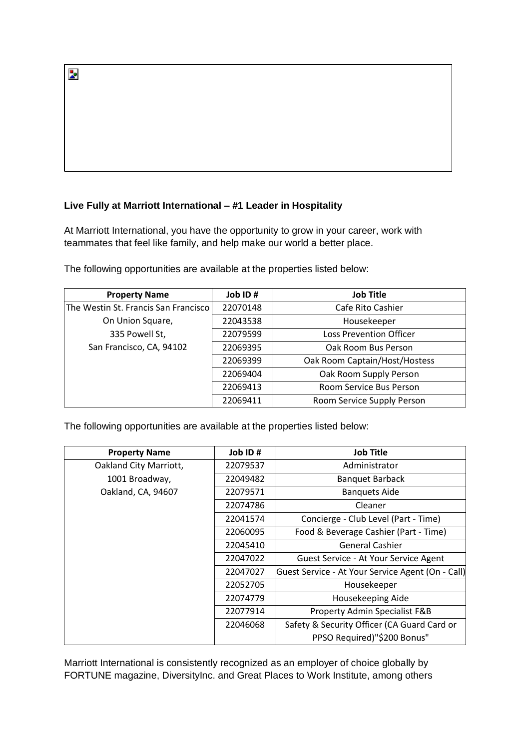**Live Fully at Marriott International – #1 Leader in Hospitality**

At Marriott International, you have the opportunity to grow in your career, work with teammates that feel like family, and help make our world a better place.

The following opportunities are available at the properties listed below:

| Property Name | Job ID # | Job Title |
|---|---|---|
| The Westin St. Francis San Francisco On Union Square, 335 Powell St, San Francisco, CA, 94102 | 22070148 | Cafe Rito Cashier |
| | 22043538 | Housekeeper |
| | 22079599 | Loss Prevention Officer |
| | 22069395 | Oak Room Bus Person |
| | 22069399 | Oak Room Captain/Host/Hostess |
| | 22069404 | Oak Room Supply Person |
| | 22069413 | Room Service Bus Person |
| | 22069411 | Room Service Supply Person |

The following opportunities are available at the properties listed below:

| Property Name | Job ID # | Job Title |
|---|---|---|
| Oakland City Marriott, 1001 Broadway, Oakland, CA, 94607 | 22079537 | Administrator |
| | 22049482 | Banquet Barback |
| | 22079571 | Banquets Aide |
| | 22074786 | Cleaner |
| | 22041574 | Concierge - Club Level (Part - Time) |
| | 22060095 | Food & Beverage Cashier (Part - Time) |
| | 22045410 | General Cashier |
| | 22047022 | Guest Service - At Your Service Agent |
| | 22047027 | Guest Service - At Your Service Agent (On - Call) |
| | 22052705 | Housekeeper |
| | 22074779 | Housekeeping Aide |
| | 22077914 | Property Admin Specialist F&B |
| | 22046068 | Safety & Security Officer (CA Guard Card or PPSO Required)"$200 Bonus" |

Marriott International is consistently recognized as an employer of choice globally by FORTUNE magazine, DiversityInc. and Great Places to Work Institute, among others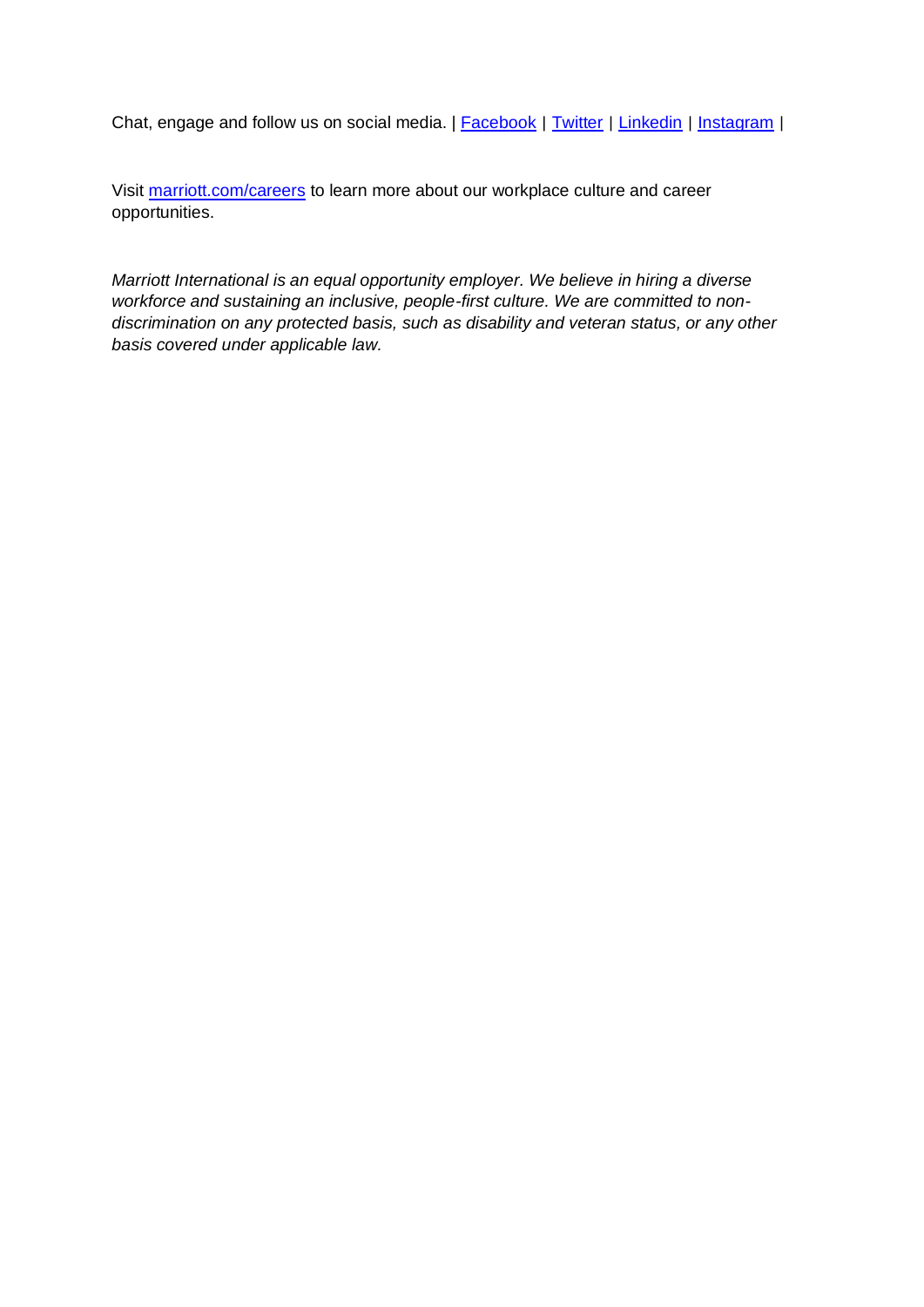Chat, engage and follow us on social media. | Facebook | Twitter | Linkedin | Instagram |

Visit marriott.com/careers to learn more about our workplace culture and career opportunities.

*Marriott International is an equal opportunity employer. We believe in hiring a diverse workforce and sustaining an inclusive, people-first culture. We are committed to non-discrimination on any protected basis, such as disability and veteran status, or any other basis covered under applicable law.*